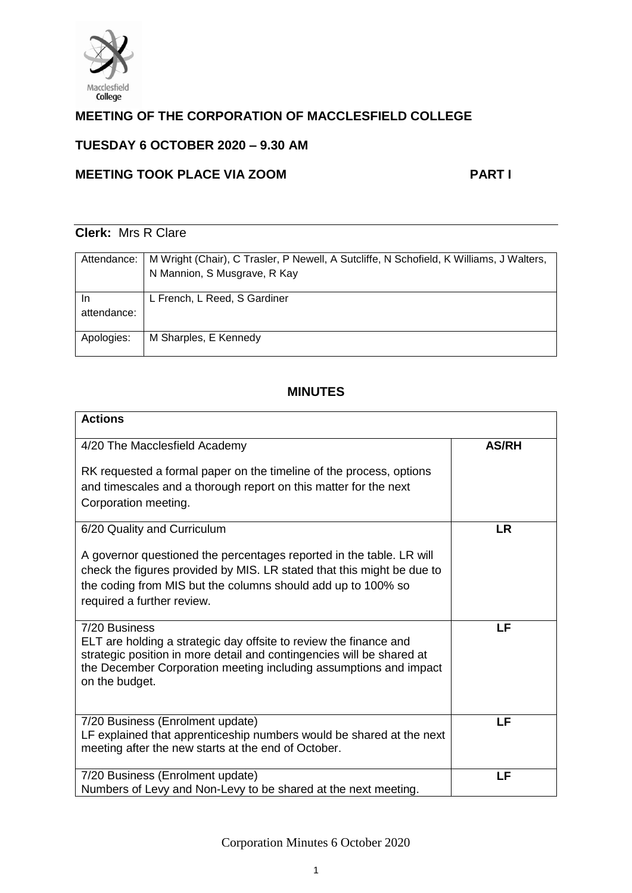# MEETING OF THE CORPORATION OF MACCLESFIELD COLLEGE

## TUESDAY 6 OCTOBER 2020 – 9.30 AM

## MEETING TOOK PLACE VIA ZOOM PART I

**Clerk:** Mrs R Clare

| | |
|---|---|
| Attendance: | M Wright (Chair), C Trasler, P Newell, A Sutcliffe, N Schofield, K Williams, J Walters, N Mannion, S Musgrave, R Kay |
| In attendance: | L French, L Reed, S Gardiner |
| Apologies: | M Sharples, E Kennedy |

## MINUTES

| **Actions** | |
|---|---|
| 4/20 The Macclesfield Academy<br><br>RK requested a formal paper on the timeline of the process, options and timescales and a thorough report on this matter for the next Corporation meeting. | **AS/RH** |
| 6/20 Quality and Curriculum<br><br>A governor questioned the percentages reported in the table. LR will check the figures provided by MIS. LR stated that this might be due to the coding from MIS but the columns should add up to 100% so required a further review. | **LR** |
| 7/20 Business<br>ELT are holding a strategic day offsite to review the finance and strategic position in more detail and contingencies will be shared at the December Corporation meeting including assumptions and impact on the budget. | **LF** |
| 7/20 Business (Enrolment update)<br>LF explained that apprenticeship numbers would be shared at the next meeting after the new starts at the end of October. | **LF** |
| 7/20 Business (Enrolment update)<br>Numbers of Levy and Non-Levy to be shared at the next meeting. | **LF** |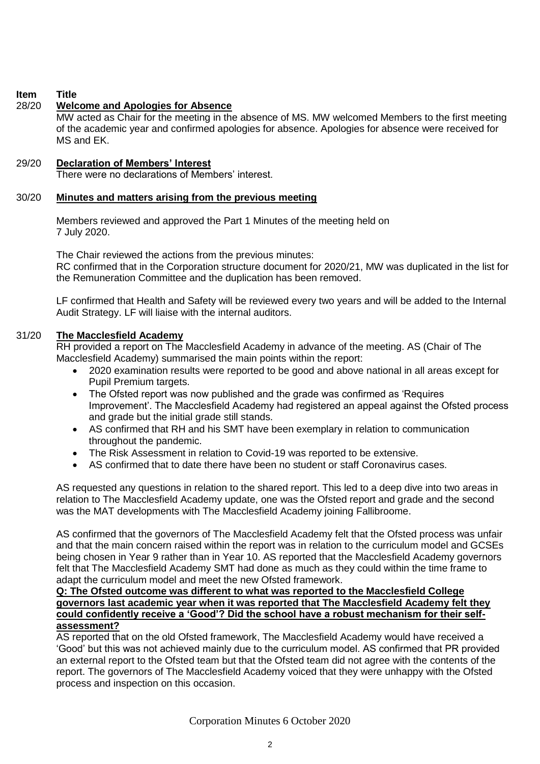| Item | Title |
|---|---|

**28/20 Welcome and Apologies for Absence**

MW acted as Chair for the meeting in the absence of MS. MW welcomed Members to the first meeting of the academic year and confirmed apologies for absence. Apologies for absence were received for MS and EK.

**29/20 Declaration of Members' Interest**

There were no declarations of Members' interest.

**30/20 Minutes and matters arising from the previous meeting**

Members reviewed and approved the Part 1 Minutes of the meeting held on 7 July 2020.

The Chair reviewed the actions from the previous minutes:
RC confirmed that in the Corporation structure document for 2020/21, MW was duplicated in the list for the Remuneration Committee and the duplication has been removed.

LF confirmed that Health and Safety will be reviewed every two years and will be added to the Internal Audit Strategy. LF will liaise with the internal auditors.

**31/20 The Macclesfield Academy**

RH provided a report on The Macclesfield Academy in advance of the meeting. AS (Chair of The Macclesfield Academy) summarised the main points within the report:

- 2020 examination results were reported to be good and above national in all areas except for Pupil Premium targets.
- The Ofsted report was now published and the grade was confirmed as 'Requires Improvement'. The Macclesfield Academy had registered an appeal against the Ofsted process and grade but the initial grade still stands.
- AS confirmed that RH and his SMT have been exemplary in relation to communication throughout the pandemic.
- The Risk Assessment in relation to Covid-19 was reported to be extensive.
- AS confirmed that to date there have been no student or staff Coronavirus cases.

AS requested any questions in relation to the shared report. This led to a deep dive into two areas in relation to The Macclesfield Academy update, one was the Ofsted report and grade and the second was the MAT developments with The Macclesfield Academy joining Fallibroome.

AS confirmed that the governors of The Macclesfield Academy felt that the Ofsted process was unfair and that the main concern raised within the report was in relation to the curriculum model and GCSEs being chosen in Year 9 rather than in Year 10. AS reported that the Macclesfield Academy governors felt that The Macclesfield Academy SMT had done as much as they could within the time frame to adapt the curriculum model and meet the new Ofsted framework.

**Q: The Ofsted outcome was different to what was reported to the Macclesfield College governors last academic year when it was reported that The Macclesfield Academy felt they could confidently receive a 'Good'? Did the school have a robust mechanism for their self-assessment?**

AS reported that on the old Ofsted framework, The Macclesfield Academy would have received a 'Good' but this was not achieved mainly due to the curriculum model. AS confirmed that PR provided an external report to the Ofsted team but that the Ofsted team did not agree with the contents of the report. The governors of The Macclesfield Academy voiced that they were unhappy with the Ofsted process and inspection on this occasion.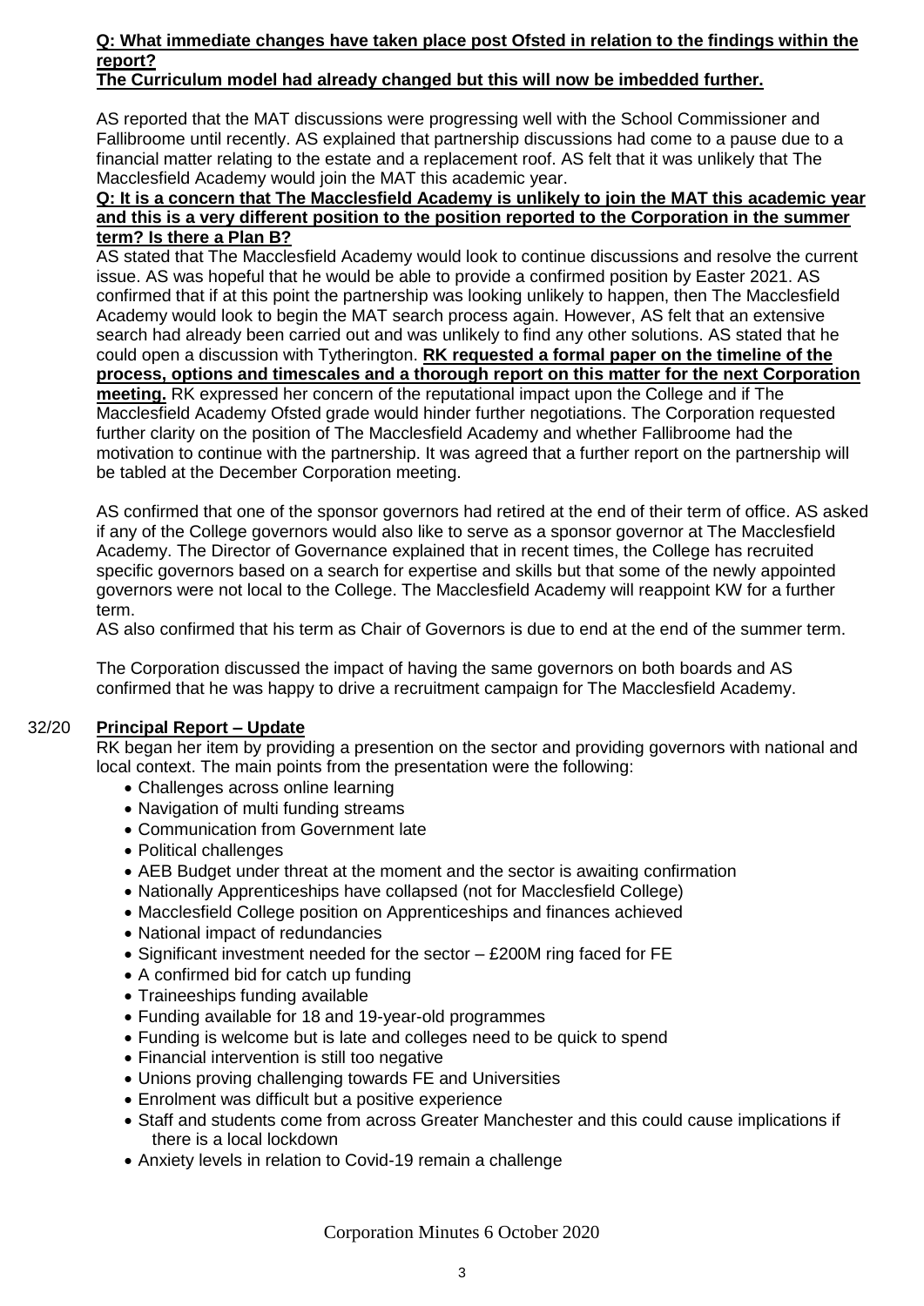**Q: What immediate changes have taken place post Ofsted in relation to the findings within the report?**
**The Curriculum model had already changed but this will now be imbedded further.**

AS reported that the MAT discussions were progressing well with the School Commissioner and Fallibroome until recently. AS explained that partnership discussions had come to a pause due to a financial matter relating to the estate and a replacement roof. AS felt that it was unlikely that The Macclesfield Academy would join the MAT this academic year.

**Q: It is a concern that The Macclesfield Academy is unlikely to join the MAT this academic year and this is a very different position to the position reported to the Corporation in the summer term? Is there a Plan B?**

AS stated that The Macclesfield Academy would look to continue discussions and resolve the current issue. AS was hopeful that he would be able to provide a confirmed position by Easter 2021. AS confirmed that if at this point the partnership was looking unlikely to happen, then The Macclesfield Academy would look to begin the MAT search process again. However, AS felt that an extensive search had already been carried out and was unlikely to find any other solutions. AS stated that he could open a discussion with Tytherington. **RK requested a formal paper on the timeline of the process, options and timescales and a thorough report on this matter for the next Corporation meeting.** RK expressed her concern of the reputational impact upon the College and if The Macclesfield Academy Ofsted grade would hinder further negotiations. The Corporation requested further clarity on the position of The Macclesfield Academy and whether Fallibroome had the motivation to continue with the partnership. It was agreed that a further report on the partnership will be tabled at the December Corporation meeting.

AS confirmed that one of the sponsor governors had retired at the end of their term of office. AS asked if any of the College governors would also like to serve as a sponsor governor at The Macclesfield Academy. The Director of Governance explained that in recent times, the College has recruited specific governors based on a search for expertise and skills but that some of the newly appointed governors were not local to the College. The Macclesfield Academy will reappoint KW for a further term.

AS also confirmed that his term as Chair of Governors is due to end at the end of the summer term.

The Corporation discussed the impact of having the same governors on both boards and AS confirmed that he was happy to drive a recruitment campaign for The Macclesfield Academy.

32/20 **Principal Report – Update**

RK began her item by providing a presention on the sector and providing governors with national and local context. The main points from the presentation were the following:

- Challenges across online learning
- Navigation of multi funding streams
- Communication from Government late
- Political challenges
- AEB Budget under threat at the moment and the sector is awaiting confirmation
- Nationally Apprenticeships have collapsed (not for Macclesfield College)
- Macclesfield College position on Apprenticeships and finances achieved
- National impact of redundancies
- Significant investment needed for the sector – £200M ring faced for FE
- A confirmed bid for catch up funding
- Traineeships funding available
- Funding available for 18 and 19-year-old programmes
- Funding is welcome but is late and colleges need to be quick to spend
- Financial intervention is still too negative
- Unions proving challenging towards FE and Universities
- Enrolment was difficult but a positive experience
- Staff and students come from across Greater Manchester and this could cause implications if there is a local lockdown
- Anxiety levels in relation to Covid-19 remain a challenge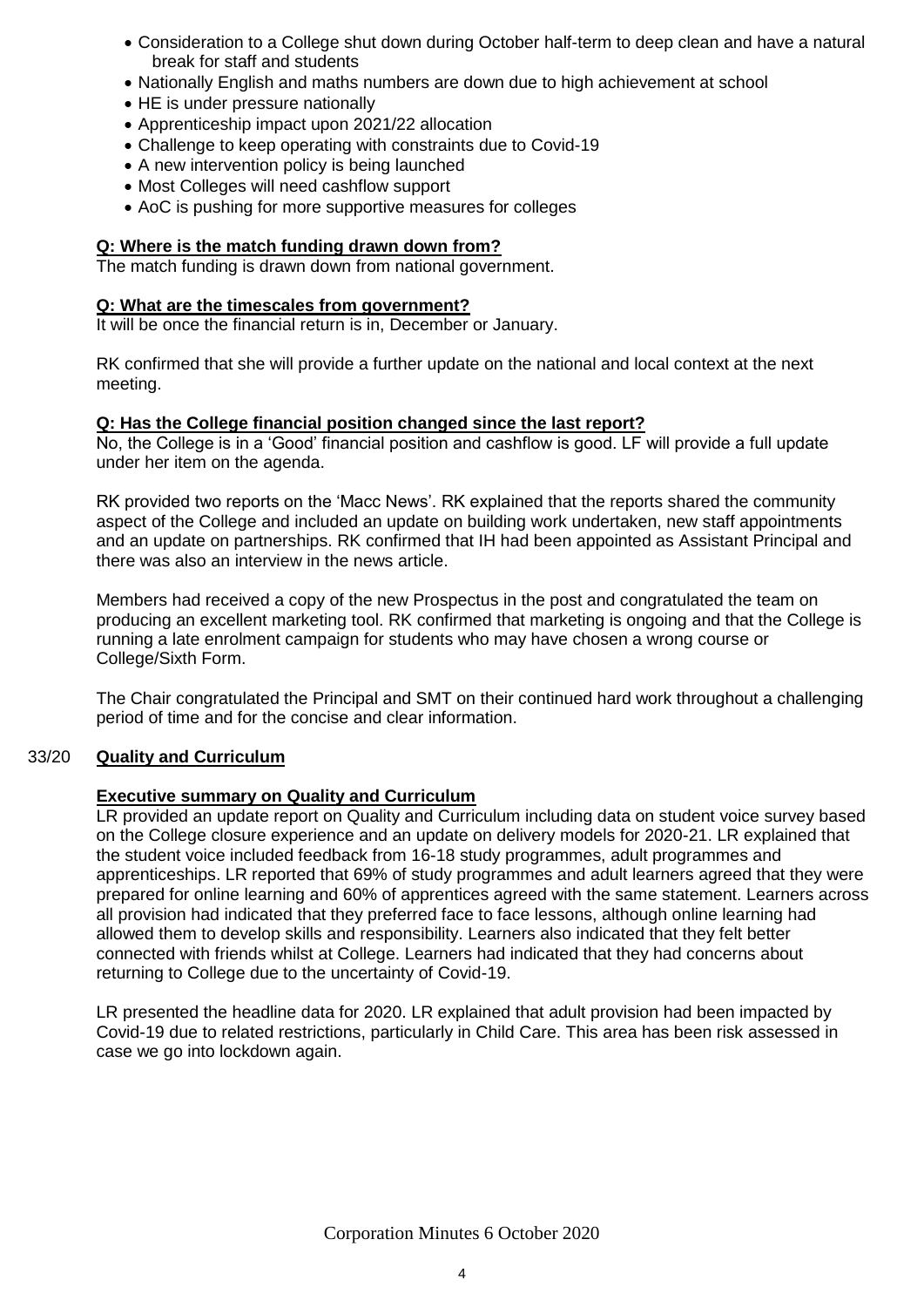- Consideration to a College shut down during October half-term to deep clean and have a natural break for staff and students
- Nationally English and maths numbers are down due to high achievement at school
- HE is under pressure nationally
- Apprenticeship impact upon 2021/22 allocation
- Challenge to keep operating with constraints due to Covid-19
- A new intervention policy is being launched
- Most Colleges will need cashflow support
- AoC is pushing for more supportive measures for colleges

**Q: Where is the match funding drawn down from?**

The match funding is drawn down from national government.

**Q: What are the timescales from government?**

It will be once the financial return is in, December or January.

RK confirmed that she will provide a further update on the national and local context at the next meeting.

**Q: Has the College financial position changed since the last report?**

No, the College is in a 'Good' financial position and cashflow is good. LF will provide a full update under her item on the agenda.

RK provided two reports on the 'Macc News'. RK explained that the reports shared the community aspect of the College and included an update on building work undertaken, new staff appointments and an update on partnerships. RK confirmed that IH had been appointed as Assistant Principal and there was also an interview in the news article.

Members had received a copy of the new Prospectus in the post and congratulated the team on producing an excellent marketing tool. RK confirmed that marketing is ongoing and that the College is running a late enrolment campaign for students who may have chosen a wrong course or College/Sixth Form.

The Chair congratulated the Principal and SMT on their continued hard work throughout a challenging period of time and for the concise and clear information.

33/20 **Quality and Curriculum**

**Executive summary on Quality and Curriculum**

LR provided an update report on Quality and Curriculum including data on student voice survey based on the College closure experience and an update on delivery models for 2020-21. LR explained that the student voice included feedback from 16-18 study programmes, adult programmes and apprenticeships. LR reported that 69% of study programmes and adult learners agreed that they were prepared for online learning and 60% of apprentices agreed with the same statement. Learners across all provision had indicated that they preferred face to face lessons, although online learning had allowed them to develop skills and responsibility. Learners also indicated that they felt better connected with friends whilst at College. Learners had indicated that they had concerns about returning to College due to the uncertainty of Covid-19.

LR presented the headline data for 2020. LR explained that adult provision had been impacted by Covid-19 due to related restrictions, particularly in Child Care. This area has been risk assessed in case we go into lockdown again.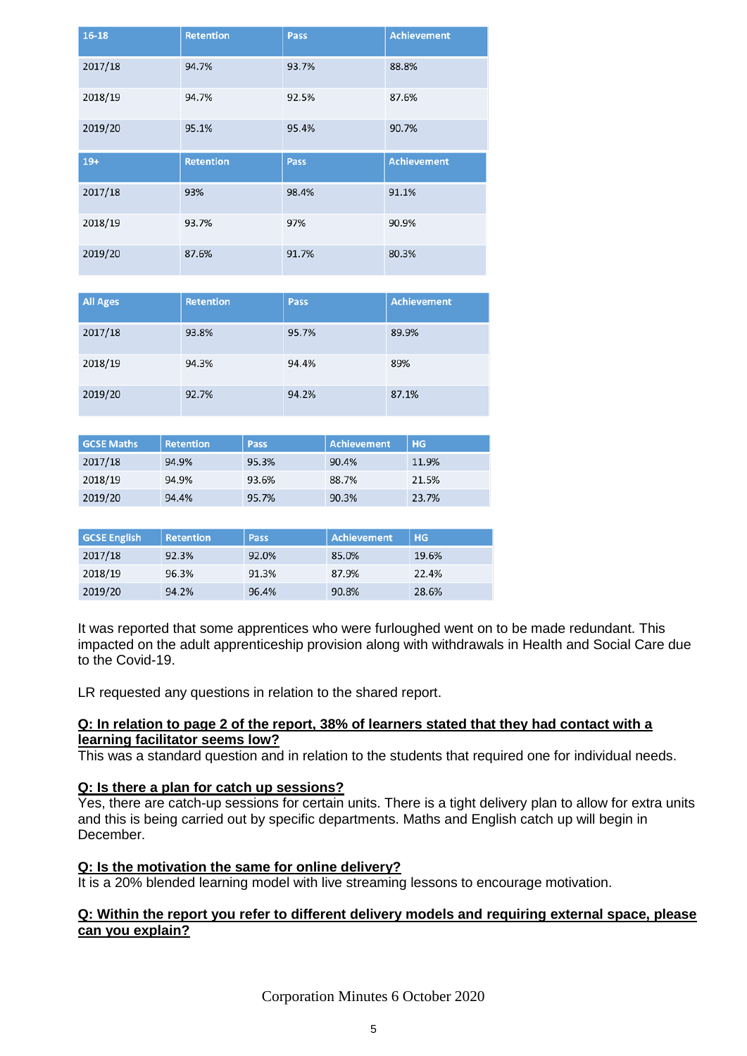| 16-18 | Retention | Pass | Achievement |
|---|---|---|---|
| 2017/18 | 94.7% | 93.7% | 88.8% |
| 2018/19 | 94.7% | 92.5% | 87.6% |
| 2019/20 | 95.1% | 95.4% | 90.7% |
| 19+ | Retention | Pass | Achievement |
| 2017/18 | 93% | 98.4% | 91.1% |
| 2018/19 | 93.7% | 97% | 90.9% |
| 2019/20 | 87.6% | 91.7% | 80.3% |

| All Ages | Retention | Pass | Achievement |
|---|---|---|---|
| 2017/18 | 93.8% | 95.7% | 89.9% |
| 2018/19 | 94.3% | 94.4% | 89% |
| 2019/20 | 92.7% | 94.2% | 87.1% |

| GCSE Maths | Retention | Pass | Achievement | HG |
|---|---|---|---|---|
| 2017/18 | 94.9% | 95.3% | 90.4% | 11.9% |
| 2018/19 | 94.9% | 93.6% | 88.7% | 21.5% |
| 2019/20 | 94.4% | 95.7% | 90.3% | 23.7% |

| GCSE English | Retention | Pass | Achievement | HG |
|---|---|---|---|---|
| 2017/18 | 92.3% | 92.0% | 85.0% | 19.6% |
| 2018/19 | 96.3% | 91.3% | 87.9% | 22.4% |
| 2019/20 | 94.2% | 96.4% | 90.8% | 28.6% |

It was reported that some apprentices who were furloughed went on to be made redundant. This impacted on the adult apprenticeship provision along with withdrawals in Health and Social Care due to the Covid-19.

LR requested any questions in relation to the shared report.

**<u>Q: In relation to page 2 of the report, 38% of learners stated that they had contact with a learning facilitator seems low?</u>**
This was a standard question and in relation to the students that required one for individual needs.

**<u>Q: Is there a plan for catch up sessions?</u>**
Yes, there are catch-up sessions for certain units. There is a tight delivery plan to allow for extra units and this is being carried out by specific departments. Maths and English catch up will begin in December.

**<u>Q: Is the motivation the same for online delivery?</u>**
It is a 20% blended learning model with live streaming lessons to encourage motivation.

**<u>Q: Within the report you refer to different delivery models and requiring external space, please can you explain?</u>**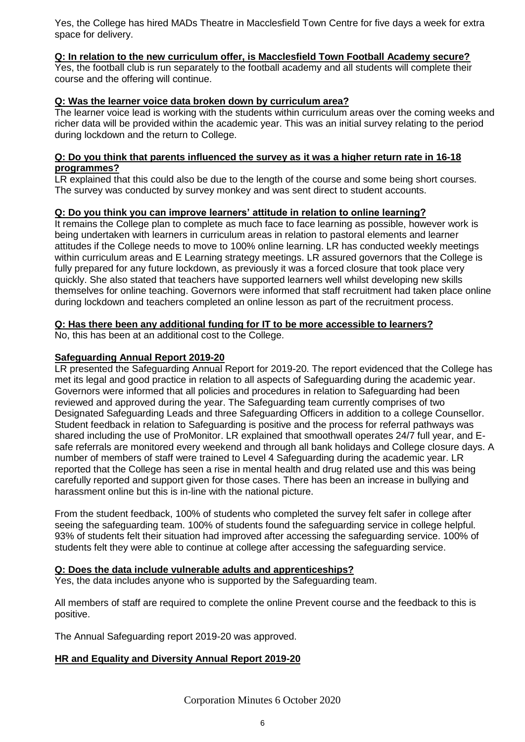Yes, the College has hired MADs Theatre in Macclesfield Town Centre for five days a week for extra space for delivery.

**Q: In relation to the new curriculum offer, is Macclesfield Town Football Academy secure?**

Yes, the football club is run separately to the football academy and all students will complete their course and the offering will continue.

**Q: Was the learner voice data broken down by curriculum area?**

The learner voice lead is working with the students within curriculum areas over the coming weeks and richer data will be provided within the academic year. This was an initial survey relating to the period during lockdown and the return to College.

**Q: Do you think that parents influenced the survey as it was a higher return rate in 16-18 programmes?**

LR explained that this could also be due to the length of the course and some being short courses. The survey was conducted by survey monkey and was sent direct to student accounts.

**Q: Do you think you can improve learners' attitude in relation to online learning?**

It remains the College plan to complete as much face to face learning as possible, however work is being undertaken with learners in curriculum areas in relation to pastoral elements and learner attitudes if the College needs to move to 100% online learning. LR has conducted weekly meetings within curriculum areas and E Learning strategy meetings. LR assured governors that the College is fully prepared for any future lockdown, as previously it was a forced closure that took place very quickly. She also stated that teachers have supported learners well whilst developing new skills themselves for online teaching. Governors were informed that staff recruitment had taken place online during lockdown and teachers completed an online lesson as part of the recruitment process.

**Q: Has there been any additional funding for IT to be more accessible to learners?**

No, this has been at an additional cost to the College.

**Safeguarding Annual Report 2019-20**

LR presented the Safeguarding Annual Report for 2019-20. The report evidenced that the College has met its legal and good practice in relation to all aspects of Safeguarding during the academic year. Governors were informed that all policies and procedures in relation to Safeguarding had been reviewed and approved during the year. The Safeguarding team currently comprises of two Designated Safeguarding Leads and three Safeguarding Officers in addition to a college Counsellor. Student feedback in relation to Safeguarding is positive and the process for referral pathways was shared including the use of ProMonitor. LR explained that smoothwall operates 24/7 full year, and E-safe referrals are monitored every weekend and through all bank holidays and College closure days. A number of members of staff were trained to Level 4 Safeguarding during the academic year. LR reported that the College has seen a rise in mental health and drug related use and this was being carefully reported and support given for those cases. There has been an increase in bullying and harassment online but this is in-line with the national picture.

From the student feedback, 100% of students who completed the survey felt safer in college after seeing the safeguarding team. 100% of students found the safeguarding service in college helpful. 93% of students felt their situation had improved after accessing the safeguarding service. 100% of students felt they were able to continue at college after accessing the safeguarding service.

**Q: Does the data include vulnerable adults and apprenticeships?**

Yes, the data includes anyone who is supported by the Safeguarding team.

All members of staff are required to complete the online Prevent course and the feedback to this is positive.

The Annual Safeguarding report 2019-20 was approved.

**HR and Equality and Diversity Annual Report 2019-20**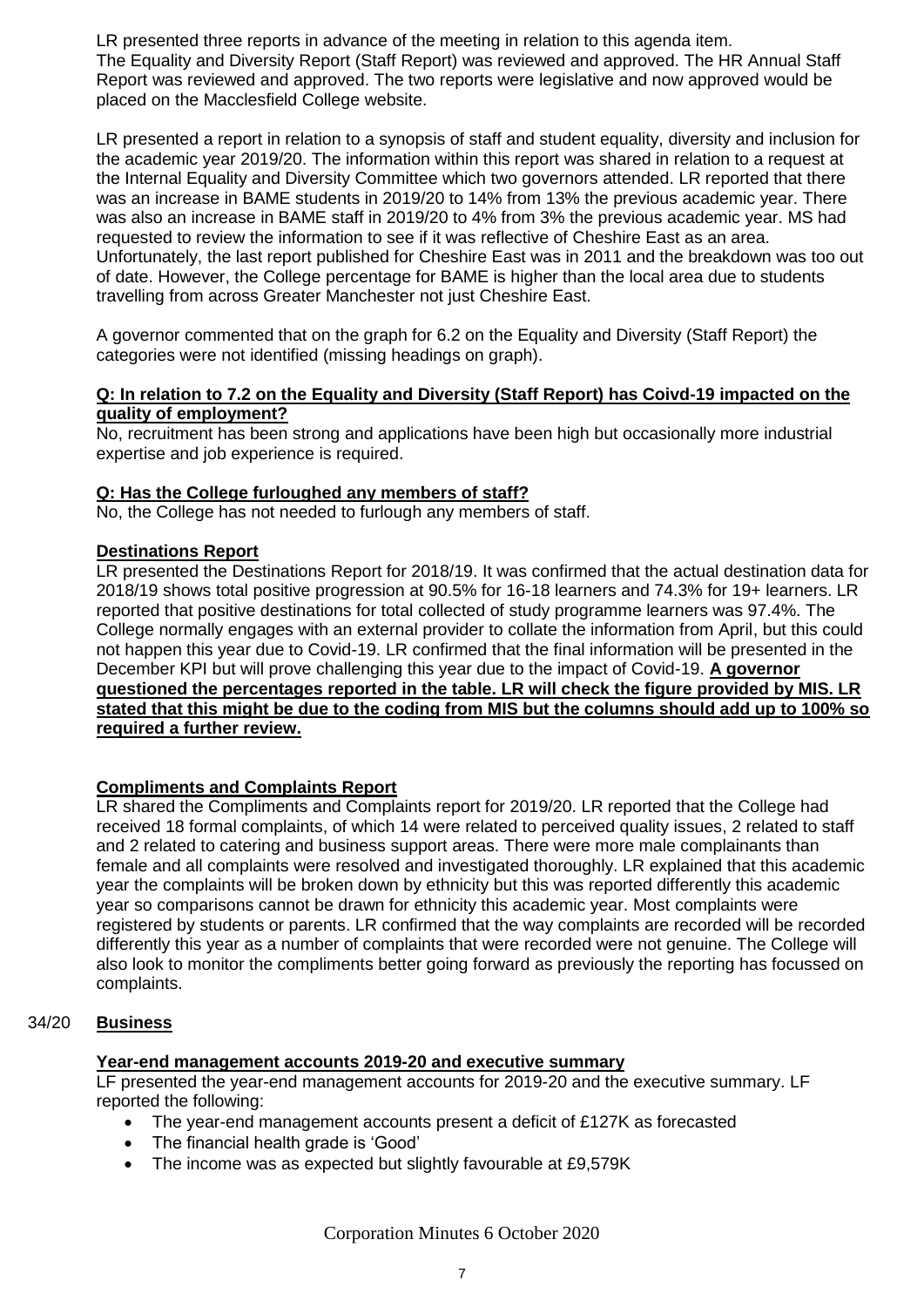LR presented three reports in advance of the meeting in relation to this agenda item. The Equality and Diversity Report (Staff Report) was reviewed and approved. The HR Annual Staff Report was reviewed and approved. The two reports were legislative and now approved would be placed on the Macclesfield College website.

LR presented a report in relation to a synopsis of staff and student equality, diversity and inclusion for the academic year 2019/20. The information within this report was shared in relation to a request at the Internal Equality and Diversity Committee which two governors attended. LR reported that there was an increase in BAME students in 2019/20 to 14% from 13% the previous academic year. There was also an increase in BAME staff in 2019/20 to 4% from 3% the previous academic year. MS had requested to review the information to see if it was reflective of Cheshire East as an area. Unfortunately, the last report published for Cheshire East was in 2011 and the breakdown was too out of date. However, the College percentage for BAME is higher than the local area due to students travelling from across Greater Manchester not just Cheshire East.

A governor commented that on the graph for 6.2 on the Equality and Diversity (Staff Report) the categories were not identified (missing headings on graph).

**Q: In relation to 7.2 on the Equality and Diversity (Staff Report) has Coivd-19 impacted on the quality of employment?**

No, recruitment has been strong and applications have been high but occasionally more industrial expertise and job experience is required.

**Q: Has the College furloughed any members of staff?**

No, the College has not needed to furlough any members of staff.

**Destinations Report**

LR presented the Destinations Report for 2018/19. It was confirmed that the actual destination data for 2018/19 shows total positive progression at 90.5% for 16-18 learners and 74.3% for 19+ learners. LR reported that positive destinations for total collected of study programme learners was 97.4%. The College normally engages with an external provider to collate the information from April, but this could not happen this year due to Covid-19. LR confirmed that the final information will be presented in the December KPI but will prove challenging this year due to the impact of Covid-19. **A governor questioned the percentages reported in the table. LR will check the figure provided by MIS. LR stated that this might be due to the coding from MIS but the columns should add up to 100% so required a further review.**

**Compliments and Complaints Report**

LR shared the Compliments and Complaints report for 2019/20. LR reported that the College had received 18 formal complaints, of which 14 were related to perceived quality issues, 2 related to staff and 2 related to catering and business support areas. There were more male complainants than female and all complaints were resolved and investigated thoroughly. LR explained that this academic year the complaints will be broken down by ethnicity but this was reported differently this academic year so comparisons cannot be drawn for ethnicity this academic year. Most complaints were registered by students or parents. LR confirmed that the way complaints are recorded will be recorded differently this year as a number of complaints that were recorded were not genuine. The College will also look to monitor the compliments better going forward as previously the reporting has focussed on complaints.

## 34/20 Business

**Year-end management accounts 2019-20 and executive summary**

LF presented the year-end management accounts for 2019-20 and the executive summary. LF reported the following:

- The year-end management accounts present a deficit of £127K as forecasted
- The financial health grade is 'Good'
- The income was as expected but slightly favourable at £9,579K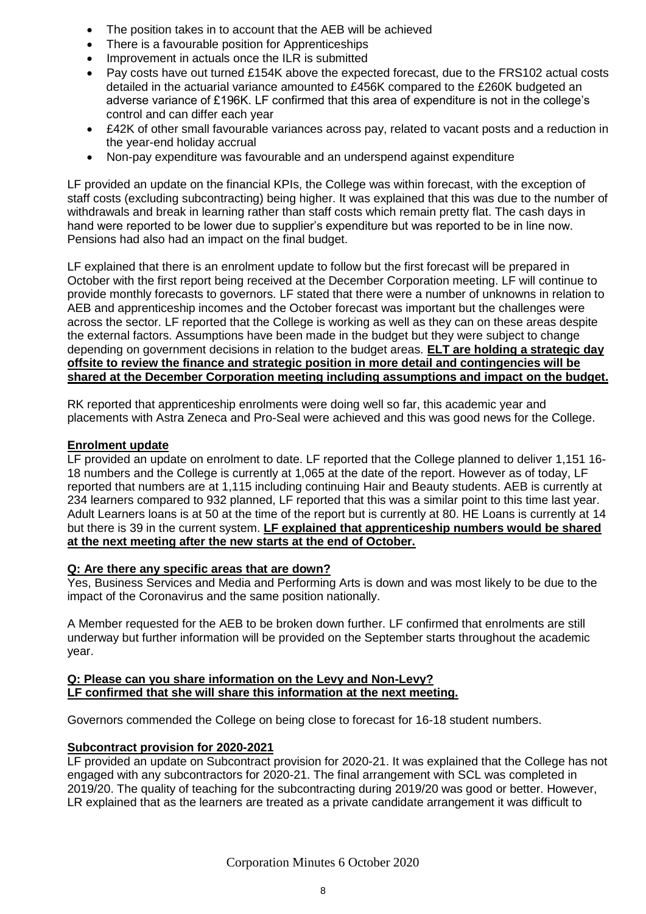- The position takes in to account that the AEB will be achieved
- There is a favourable position for Apprenticeships
- Improvement in actuals once the ILR is submitted
- Pay costs have out turned £154K above the expected forecast, due to the FRS102 actual costs detailed in the actuarial variance amounted to £456K compared to the £260K budgeted an adverse variance of £196K. LF confirmed that this area of expenditure is not in the college's control and can differ each year
- £42K of other small favourable variances across pay, related to vacant posts and a reduction in the year-end holiday accrual
- Non-pay expenditure was favourable and an underspend against expenditure

LF provided an update on the financial KPIs, the College was within forecast, with the exception of staff costs (excluding subcontracting) being higher. It was explained that this was due to the number of withdrawals and break in learning rather than staff costs which remain pretty flat. The cash days in hand were reported to be lower due to supplier's expenditure but was reported to be in line now. Pensions had also had an impact on the final budget.

LF explained that there is an enrolment update to follow but the first forecast will be prepared in October with the first report being received at the December Corporation meeting. LF will continue to provide monthly forecasts to governors. LF stated that there were a number of unknowns in relation to AEB and apprenticeship incomes and the October forecast was important but the challenges were across the sector. LF reported that the College is working as well as they can on these areas despite the external factors. Assumptions have been made in the budget but they were subject to change depending on government decisions in relation to the budget areas. <u>**ELT are holding a strategic day offsite to review the finance and strategic position in more detail and contingencies will be shared at the December Corporation meeting including assumptions and impact on the budget.**</u>

RK reported that apprenticeship enrolments were doing well so far, this academic year and placements with Astra Zeneca and Pro-Seal were achieved and this was good news for the College.

<u>**Enrolment update**</u>

LF provided an update on enrolment to date. LF reported that the College planned to deliver 1,151 16-18 numbers and the College is currently at 1,065 at the date of the report. However as of today, LF reported that numbers are at 1,115 including continuing Hair and Beauty students. AEB is currently at 234 learners compared to 932 planned, LF reported that this was a similar point to this time last year. Adult Learners loans is at 50 at the time of the report but is currently at 80. HE Loans is currently at 14 but there is 39 in the current system. <u>**LF explained that apprenticeship numbers would be shared at the next meeting after the new starts at the end of October.**</u>

<u>**Q: Are there any specific areas that are down?**</u>

Yes, Business Services and Media and Performing Arts is down and was most likely to be due to the impact of the Coronavirus and the same position nationally.

A Member requested for the AEB to be broken down further. LF confirmed that enrolments are still underway but further information will be provided on the September starts throughout the academic year.

<u>**Q: Please can you share information on the Levy and Non-Levy?**</u>
<u>**LF confirmed that she will share this information at the next meeting.**</u>

Governors commended the College on being close to forecast for 16-18 student numbers.

<u>**Subcontract provision for 2020-2021**</u>

LF provided an update on Subcontract provision for 2020-21. It was explained that the College has not engaged with any subcontractors for 2020-21. The final arrangement with SCL was completed in 2019/20. The quality of teaching for the subcontracting during 2019/20 was good or better. However, LR explained that as the learners are treated as a private candidate arrangement it was difficult to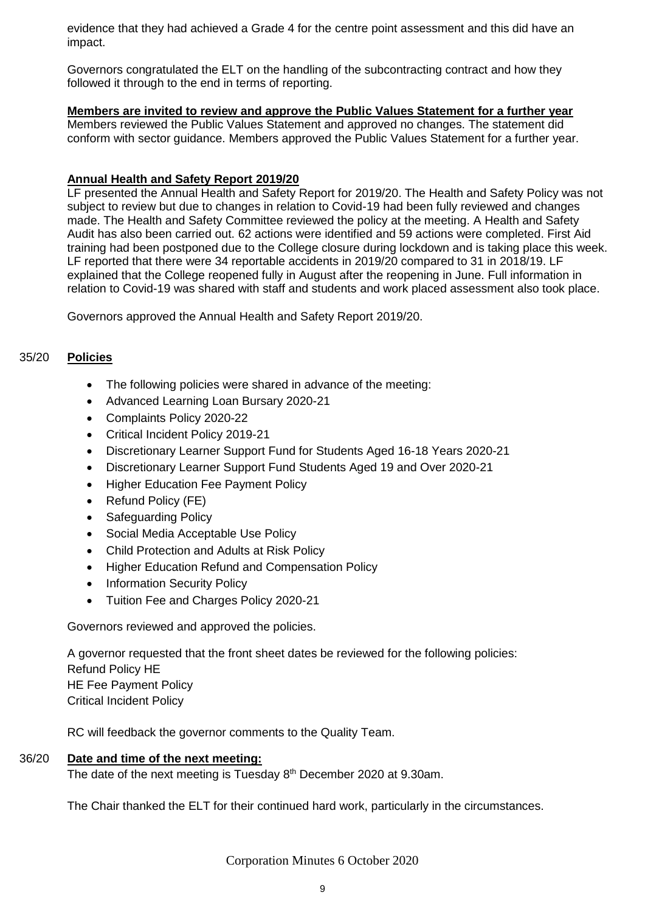evidence that they had achieved a Grade 4 for the centre point assessment and this did have an impact.

Governors congratulated the ELT on the handling of the subcontracting contract and how they followed it through to the end in terms of reporting.

**Members are invited to review and approve the Public Values Statement for a further year**

Members reviewed the Public Values Statement and approved no changes. The statement did conform with sector guidance. Members approved the Public Values Statement for a further year.

**Annual Health and Safety Report 2019/20**

LF presented the Annual Health and Safety Report for 2019/20. The Health and Safety Policy was not subject to review but due to changes in relation to Covid-19 had been fully reviewed and changes made. The Health and Safety Committee reviewed the policy at the meeting. A Health and Safety Audit has also been carried out. 62 actions were identified and 59 actions were completed. First Aid training had been postponed due to the College closure during lockdown and is taking place this week. LF reported that there were 34 reportable accidents in 2019/20 compared to 31 in 2018/19. LF explained that the College reopened fully in August after the reopening in June. Full information in relation to Covid-19 was shared with staff and students and work placed assessment also took place.

Governors approved the Annual Health and Safety Report 2019/20.

## 35/20 **Policies**

- The following policies were shared in advance of the meeting:
- Advanced Learning Loan Bursary 2020-21
- Complaints Policy 2020-22
- Critical Incident Policy 2019-21
- Discretionary Learner Support Fund for Students Aged 16-18 Years 2020-21
- Discretionary Learner Support Fund Students Aged 19 and Over 2020-21
- Higher Education Fee Payment Policy
- Refund Policy (FE)
- Safeguarding Policy
- Social Media Acceptable Use Policy
- Child Protection and Adults at Risk Policy
- Higher Education Refund and Compensation Policy
- Information Security Policy
- Tuition Fee and Charges Policy 2020-21

Governors reviewed and approved the policies.

A governor requested that the front sheet dates be reviewed for the following policies:
Refund Policy HE
HE Fee Payment Policy
Critical Incident Policy

RC will feedback the governor comments to the Quality Team.

## 36/20 **Date and time of the next meeting:**

The date of the next meeting is Tuesday 8th December 2020 at 9.30am.

The Chair thanked the ELT for their continued hard work, particularly in the circumstances.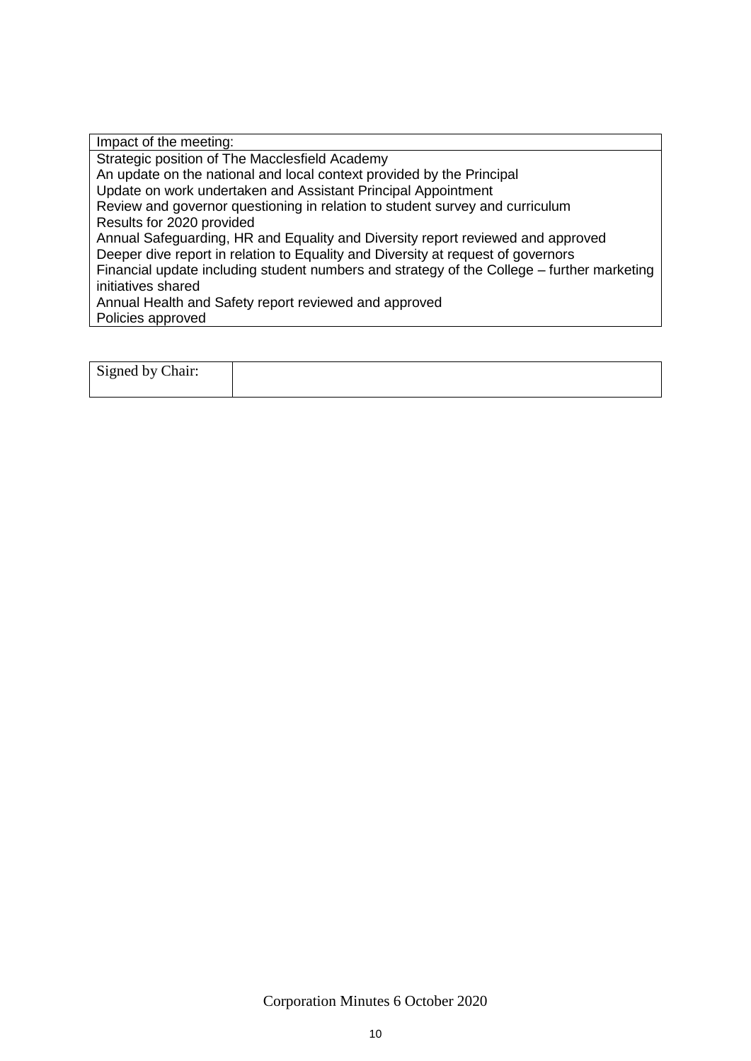| Impact of the meeting: |
| --- |
| Strategic position of The Macclesfield Academy<br>An update on the national and local context provided by the Principal<br>Update on work undertaken and Assistant Principal Appointment<br>Review and governor questioning in relation to student survey and curriculum<br>Results for 2020 provided<br>Annual Safeguarding, HR and Equality and Diversity report reviewed and approved<br>Deeper dive report in relation to Equality and Diversity at request of governors<br>Financial update including student numbers and strategy of the College – further marketing initiatives shared<br>Annual Health and Safety report reviewed and approved<br>Policies approved |

| | |
| --- | --- |
| Signed by Chair: | |

Corporation Minutes 6 October 2020